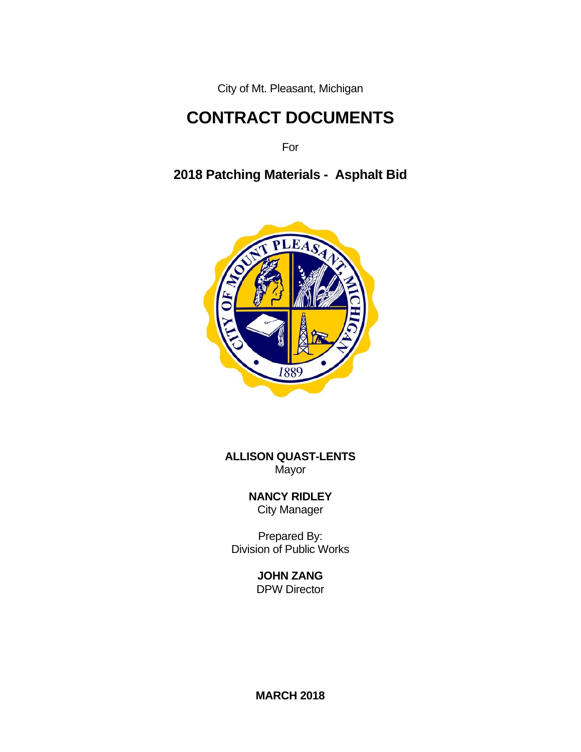City of Mt. Pleasant, Michigan

# CONTRACT DOCUMENTS

For

## 2018 Patching Materials - Asphalt Bid

**ALLISON QUAST-LENTS**
Mayor

**NANCY RIDLEY**
City Manager

Prepared By:
Division of Public Works

**JOHN ZANG**
DPW Director

**MARCH 2018**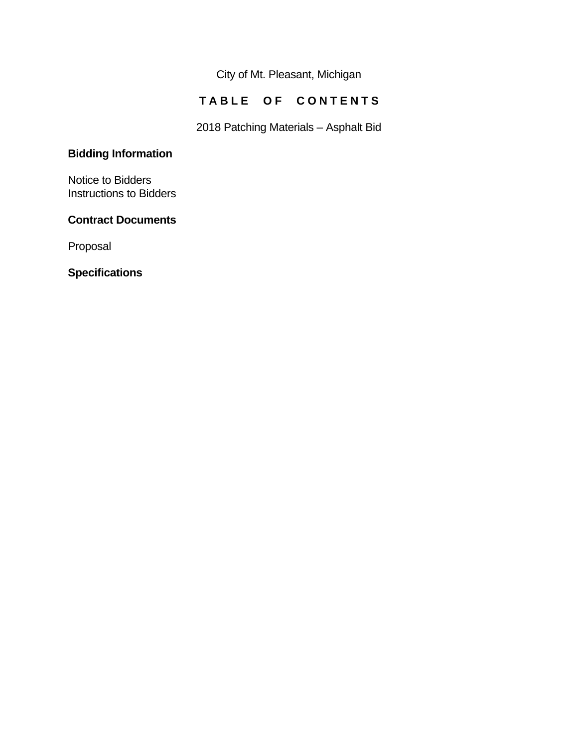City of Mt. Pleasant, Michigan

# TABLE OF CONTENTS

2018 Patching Materials – Asphalt Bid

**Bidding Information**

Notice to Bidders
Instructions to Bidders

**Contract Documents**

Proposal

**Specifications**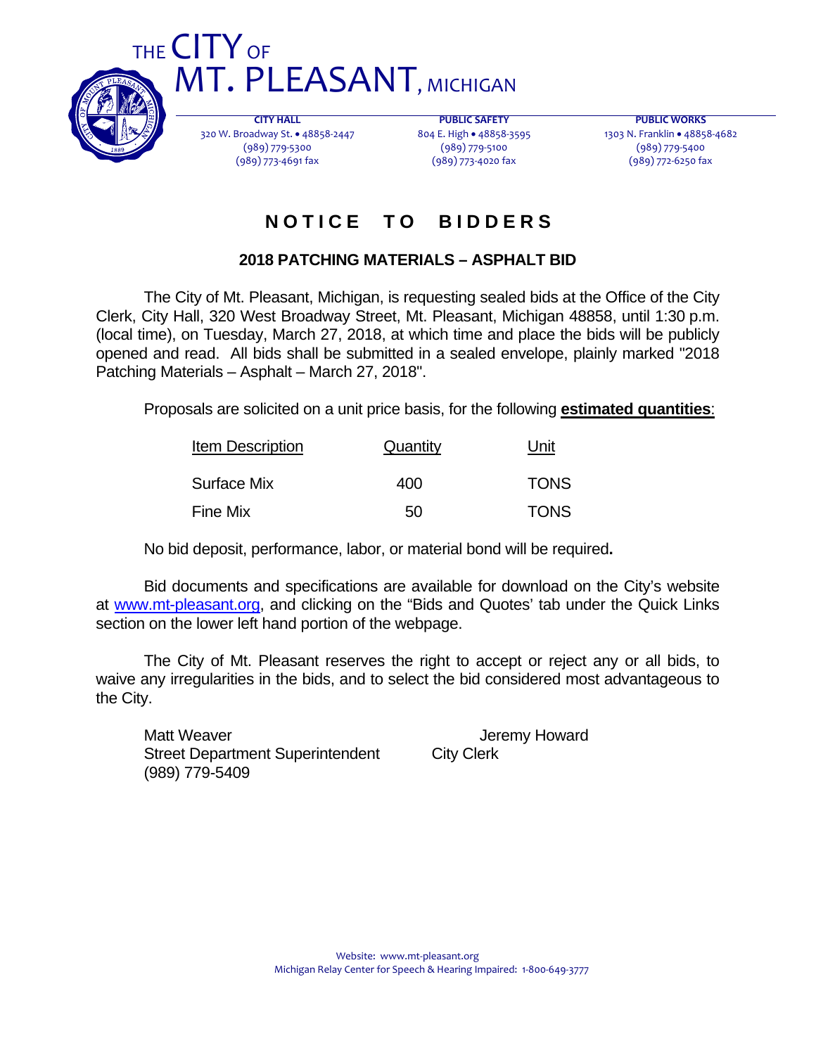# THE CITY OF MT. PLEASANT, MICHIGAN

**CITY HALL**
320 W. Broadway St. • 48858-2447
(989) 779-5300
(989) 773-4691 fax

**PUBLIC SAFETY**
804 E. High • 48858-3595
(989) 779-5100
(989) 773-4020 fax

**PUBLIC WORKS**
1303 N. Franklin • 48858-4682
(989) 779-5400
(989) 772-6250 fax

## NOTICE TO BIDDERS

### 2018 PATCHING MATERIALS – ASPHALT BID

The City of Mt. Pleasant, Michigan, is requesting sealed bids at the Office of the City Clerk, City Hall, 320 West Broadway Street, Mt. Pleasant, Michigan 48858, until 1:30 p.m. (local time), on Tuesday, March 27, 2018, at which time and place the bids will be publicly opened and read. All bids shall be submitted in a sealed envelope, plainly marked "2018 Patching Materials – Asphalt – March 27, 2018".

Proposals are solicited on a unit price basis, for the following **estimated quantities**:

| Item Description | Quantity | Unit |
|---|---|---|
| Surface Mix | 400 | TONS |
| Fine Mix | 50 | TONS |

No bid deposit, performance, labor, or material bond will be required**.**

Bid documents and specifications are available for download on the City's website at www.mt-pleasant.org, and clicking on the "Bids and Quotes' tab under the Quick Links section on the lower left hand portion of the webpage.

The City of Mt. Pleasant reserves the right to accept or reject any or all bids, to waive any irregularities in the bids, and to select the bid considered most advantageous to the City.

Matt Weaver
Street Department Superintendent
(989) 779-5409

Jeremy Howard
City Clerk

Website: www.mt-pleasant.org
Michigan Relay Center for Speech & Hearing Impaired: 1-800-649-3777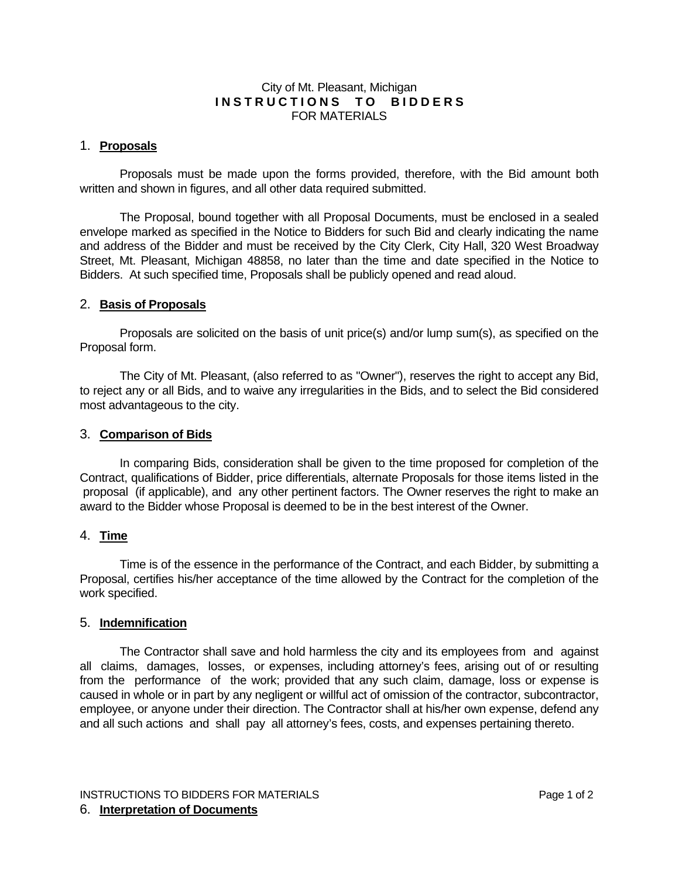City of Mt. Pleasant, Michigan

# INSTRUCTIONS TO BIDDERS

FOR MATERIALS

## 1. **Proposals**

Proposals must be made upon the forms provided, therefore, with the Bid amount both written and shown in figures, and all other data required submitted.

The Proposal, bound together with all Proposal Documents, must be enclosed in a sealed envelope marked as specified in the Notice to Bidders for such Bid and clearly indicating the name and address of the Bidder and must be received by the City Clerk, City Hall, 320 West Broadway Street, Mt. Pleasant, Michigan 48858, no later than the time and date specified in the Notice to Bidders. At such specified time, Proposals shall be publicly opened and read aloud.

## 2. **Basis of Proposals**

Proposals are solicited on the basis of unit price(s) and/or lump sum(s), as specified on the Proposal form.

The City of Mt. Pleasant, (also referred to as "Owner"), reserves the right to accept any Bid, to reject any or all Bids, and to waive any irregularities in the Bids, and to select the Bid considered most advantageous to the city.

## 3. **Comparison of Bids**

In comparing Bids, consideration shall be given to the time proposed for completion of the Contract, qualifications of Bidder, price differentials, alternate Proposals for those items listed in the proposal (if applicable), and any other pertinent factors. The Owner reserves the right to make an award to the Bidder whose Proposal is deemed to be in the best interest of the Owner.

## 4. **Time**

Time is of the essence in the performance of the Contract, and each Bidder, by submitting a Proposal, certifies his/her acceptance of the time allowed by the Contract for the completion of the work specified.

## 5. **Indemnification**

The Contractor shall save and hold harmless the city and its employees from and against all claims, damages, losses, or expenses, including attorney's fees, arising out of or resulting from the performance of the work; provided that any such claim, damage, loss or expense is caused in whole or in part by any negligent or willful act of omission of the contractor, subcontractor, employee, or anyone under their direction. The Contractor shall at his/her own expense, defend any and all such actions and shall pay all attorney's fees, costs, and expenses pertaining thereto.

## 6. **Interpretation of Documents**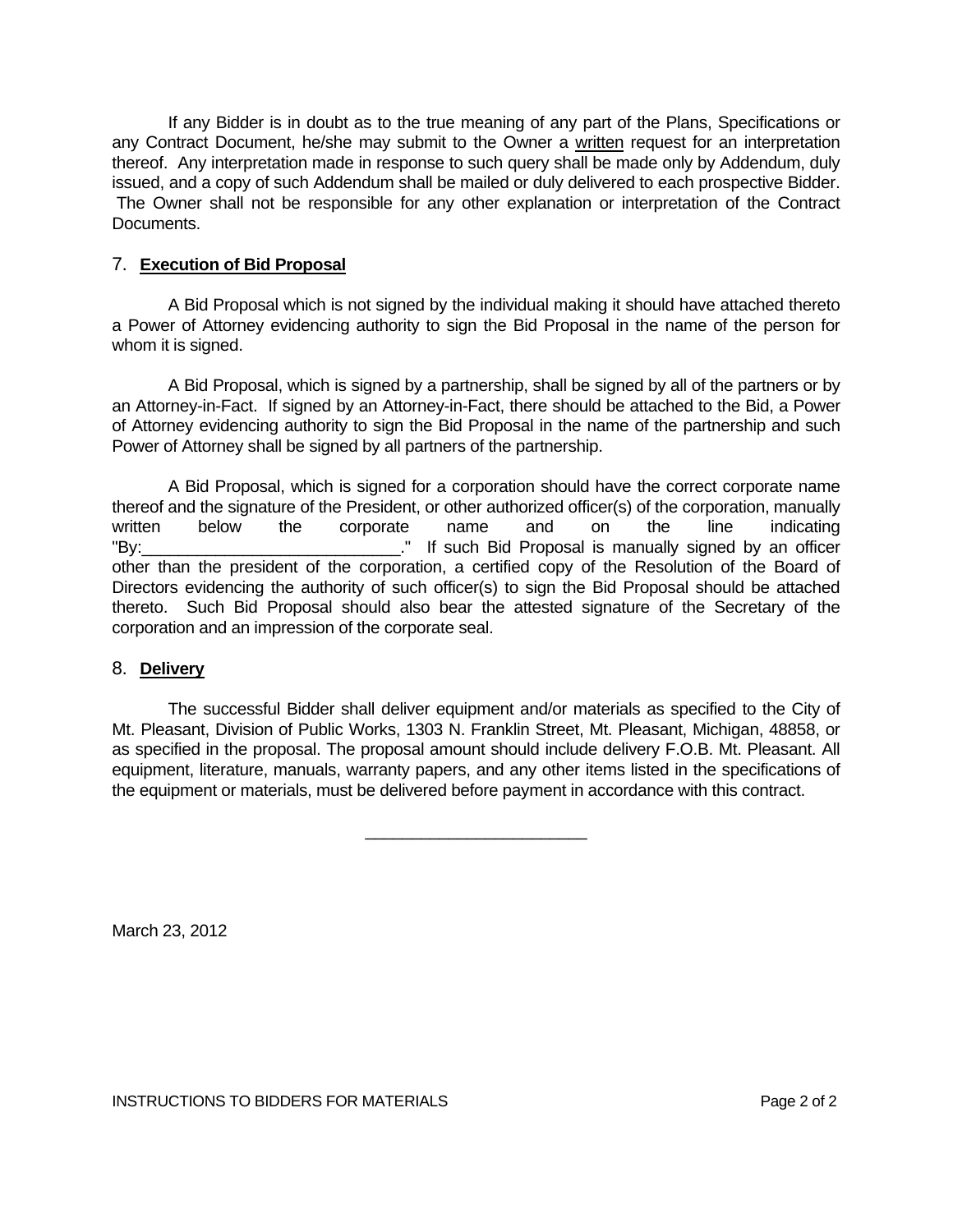If any Bidder is in doubt as to the true meaning of any part of the Plans, Specifications or any Contract Document, he/she may submit to the Owner a written request for an interpretation thereof. Any interpretation made in response to such query shall be made only by Addendum, duly issued, and a copy of such Addendum shall be mailed or duly delivered to each prospective Bidder. The Owner shall not be responsible for any other explanation or interpretation of the Contract Documents.

## 7. **Execution of Bid Proposal**

A Bid Proposal which is not signed by the individual making it should have attached thereto a Power of Attorney evidencing authority to sign the Bid Proposal in the name of the person for whom it is signed.

A Bid Proposal, which is signed by a partnership, shall be signed by all of the partners or by an Attorney-in-Fact. If signed by an Attorney-in-Fact, there should be attached to the Bid, a Power of Attorney evidencing authority to sign the Bid Proposal in the name of the partnership and such Power of Attorney shall be signed by all partners of the partnership.

A Bid Proposal, which is signed for a corporation should have the correct corporate name thereof and the signature of the President, or other authorized officer(s) of the corporation, manually written below the corporate name and on the line indicating "By:____________________________." If such Bid Proposal is manually signed by an officer other than the president of the corporation, a certified copy of the Resolution of the Board of Directors evidencing the authority of such officer(s) to sign the Bid Proposal should be attached thereto. Such Bid Proposal should also bear the attested signature of the Secretary of the corporation and an impression of the corporate seal.

## 8. **Delivery**

The successful Bidder shall deliver equipment and/or materials as specified to the City of Mt. Pleasant, Division of Public Works, 1303 N. Franklin Street, Mt. Pleasant, Michigan, 48858, or as specified in the proposal. The proposal amount should include delivery F.O.B. Mt. Pleasant. All equipment, literature, manuals, warranty papers, and any other items listed in the specifications of the equipment or materials, must be delivered before payment in accordance with this contract.

________________________

March 23, 2012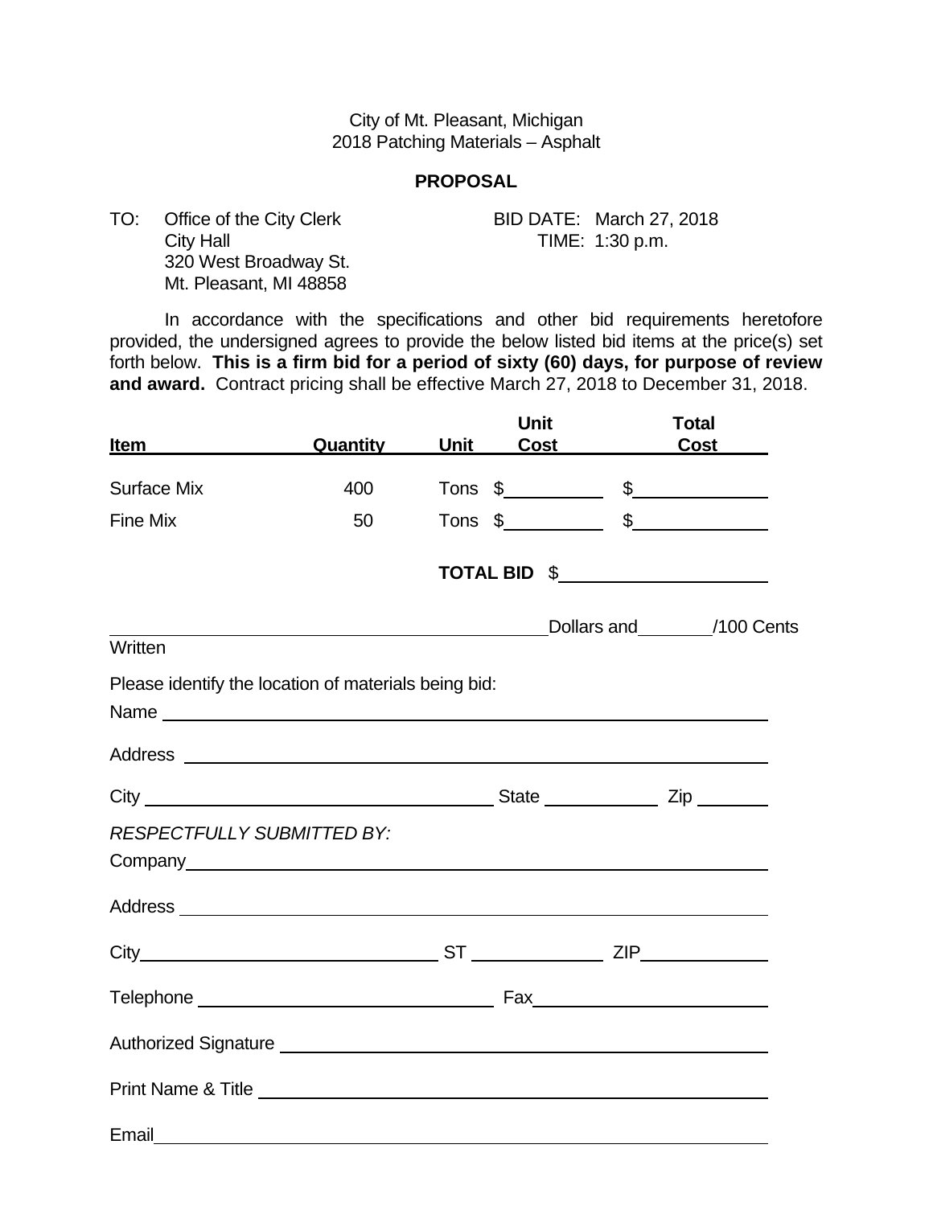City of Mt. Pleasant, Michigan
2018 Patching Materials – Asphalt

**PROPOSAL**

TO: Office of the City Clerk
City Hall
320 West Broadway St.
Mt. Pleasant, MI 48858

BID DATE: March 27, 2018
TIME: 1:30 p.m.

In accordance with the specifications and other bid requirements heretofore provided, the undersigned agrees to provide the below listed bid items at the price(s) set forth below. **This is a firm bid for a period of sixty (60) days, for purpose of review and award.** Contract pricing shall be effective March 27, 2018 to December 31, 2018.

| Item | Quantity | Unit | Unit Cost | Total Cost |
|---|---|---|---|---|
| Surface Mix | 400 | Tons | $\_\_\_\_\_\_\_\_\_\_ | $\_\_\_\_\_\_\_\_\_\_ |
| Fine Mix | 50 | Tons | $\_\_\_\_\_\_\_\_\_\_ | $\_\_\_\_\_\_\_\_\_\_ |
| | | | **TOTAL BID** | $\_\_\_\_\_\_\_\_\_\_ |

\_\_\_\_\_\_\_\_\_\_\_\_\_\_\_\_\_\_\_\_\_\_\_\_\_\_\_\_\_\_ Dollars and \_\_\_\_\_\_/100 Cents
Written

Please identify the location of materials being bid:

Name \_\_\_\_\_\_\_\_\_\_\_\_\_\_\_\_\_\_\_\_\_\_\_\_\_\_\_\_\_\_

Address \_\_\_\_\_\_\_\_\_\_\_\_\_\_\_\_\_\_\_\_\_\_\_\_\_\_\_\_\_\_

City \_\_\_\_\_\_\_\_\_\_\_\_\_\_\_\_\_\_ State \_\_\_\_\_\_\_\_ Zip \_\_\_\_\_\_

*RESPECTFULLY SUBMITTED BY:*

Company \_\_\_\_\_\_\_\_\_\_\_\_\_\_\_\_\_\_\_\_\_\_\_\_\_\_\_\_\_\_

Address \_\_\_\_\_\_\_\_\_\_\_\_\_\_\_\_\_\_\_\_\_\_\_\_\_\_\_\_\_\_

City \_\_\_\_\_\_\_\_\_\_\_\_\_\_\_\_\_\_ ST \_\_\_\_\_\_\_\_ ZIP \_\_\_\_\_\_

Telephone \_\_\_\_\_\_\_\_\_\_\_\_\_\_\_\_\_\_ Fax \_\_\_\_\_\_\_\_\_\_\_\_\_\_\_\_\_\_

Authorized Signature \_\_\_\_\_\_\_\_\_\_\_\_\_\_\_\_\_\_\_\_\_\_\_\_\_\_\_\_\_\_

Print Name & Title \_\_\_\_\_\_\_\_\_\_\_\_\_\_\_\_\_\_\_\_\_\_\_\_\_\_\_\_\_\_

Email \_\_\_\_\_\_\_\_\_\_\_\_\_\_\_\_\_\_\_\_\_\_\_\_\_\_\_\_\_\_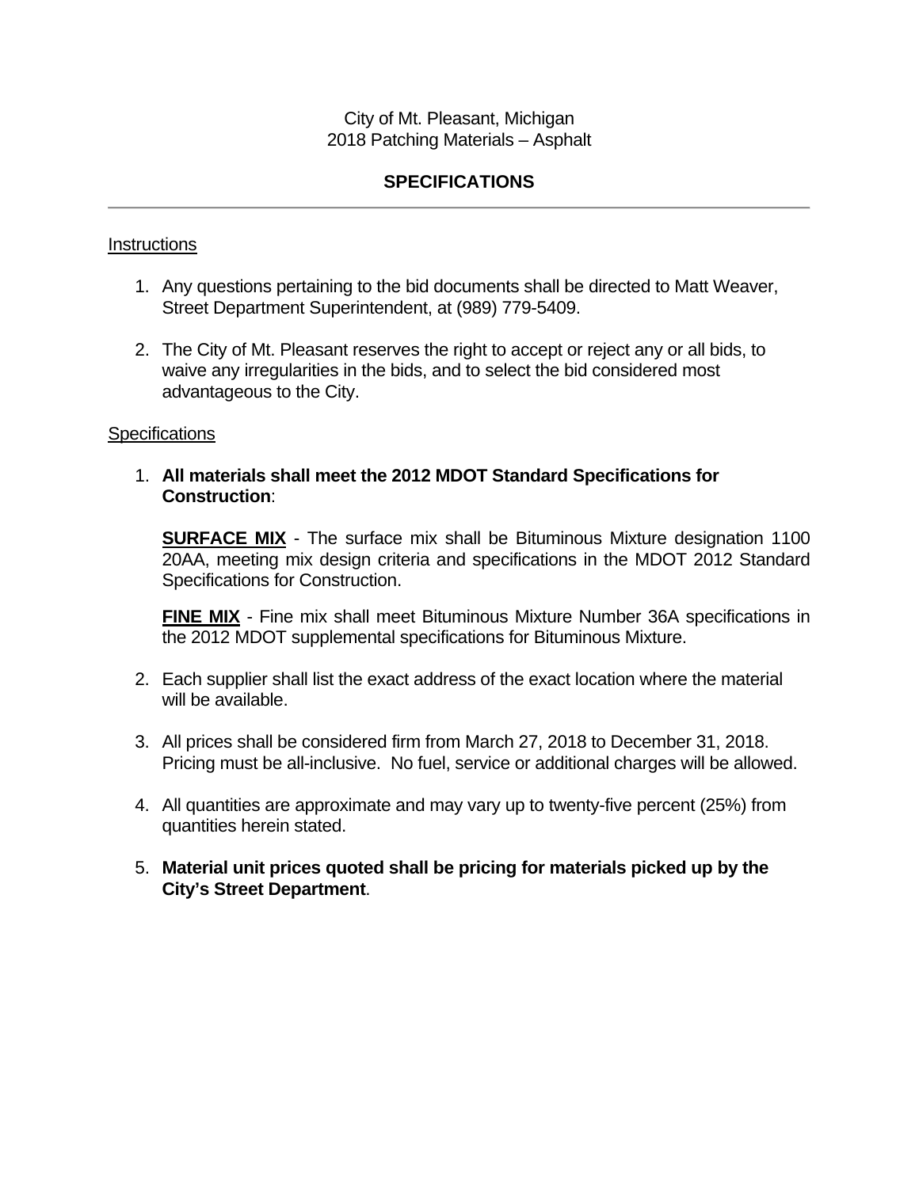City of Mt. Pleasant, Michigan
2018 Patching Materials – Asphalt

## SPECIFICATIONS

---

Instructions

1. Any questions pertaining to the bid documents shall be directed to Matt Weaver, Street Department Superintendent, at (989) 779-5409.

2. The City of Mt. Pleasant reserves the right to accept or reject any or all bids, to waive any irregularities in the bids, and to select the bid considered most advantageous to the City.

Specifications

1. **All materials shall meet the 2012 MDOT Standard Specifications for Construction**:

   **SURFACE MIX** - The surface mix shall be Bituminous Mixture designation 1100 20AA, meeting mix design criteria and specifications in the MDOT 2012 Standard Specifications for Construction.

   **FINE MIX** - Fine mix shall meet Bituminous Mixture Number 36A specifications in the 2012 MDOT supplemental specifications for Bituminous Mixture.

2. Each supplier shall list the exact address of the exact location where the material will be available.

3. All prices shall be considered firm from March 27, 2018 to December 31, 2018. Pricing must be all-inclusive. No fuel, service or additional charges will be allowed.

4. All quantities are approximate and may vary up to twenty-five percent (25%) from quantities herein stated.

5. **Material unit prices quoted shall be pricing for materials picked up by the City's Street Department**.